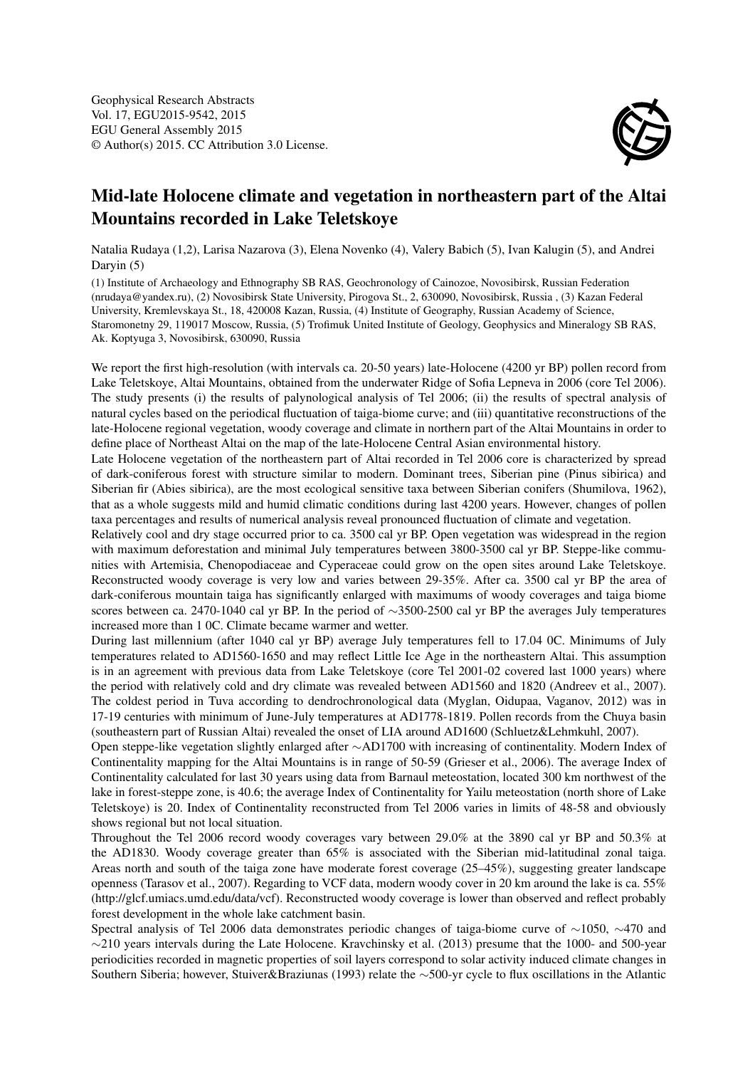Geophysical Research Abstracts
Vol. 17, EGU2015-9542, 2015
EGU General Assembly 2015
© Author(s) 2015. CC Attribution 3.0 License.

# Mid-late Holocene climate and vegetation in northeastern part of the Altai Mountains recorded in Lake Teletskoye

Natalia Rudaya (1,2), Larisa Nazarova (3), Elena Novenko (4), Valery Babich (5), Ivan Kalugin (5), and Andrei Daryin (5)

(1) Institute of Archaeology and Ethnography SB RAS, Geochronology of Cainozoe, Novosibirsk, Russian Federation (nrudaya@yandex.ru), (2) Novosibirsk State University, Pirogova St., 2, 630090, Novosibirsk, Russia , (3) Kazan Federal University, Kremlevskaya St., 18, 420008 Kazan, Russia, (4) Institute of Geography, Russian Academy of Science, Staromonetny 29, 119017 Moscow, Russia, (5) Trofimuk United Institute of Geology, Geophysics and Mineralogy SB RAS, Ak. Koptyuga 3, Novosibirsk, 630090, Russia

We report the first high-resolution (with intervals ca. 20-50 years) late-Holocene (4200 yr BP) pollen record from Lake Teletskoye, Altai Mountains, obtained from the underwater Ridge of Sofia Lepneva in 2006 (core Tel 2006). The study presents (i) the results of palynological analysis of Tel 2006; (ii) the results of spectral analysis of natural cycles based on the periodical fluctuation of taiga-biome curve; and (iii) quantitative reconstructions of the late-Holocene regional vegetation, woody coverage and climate in northern part of the Altai Mountains in order to define place of Northeast Altai on the map of the late-Holocene Central Asian environmental history.

Late Holocene vegetation of the northeastern part of Altai recorded in Tel 2006 core is characterized by spread of dark-coniferous forest with structure similar to modern. Dominant trees, Siberian pine (Pinus sibirica) and Siberian fir (Abies sibirica), are the most ecological sensitive taxa between Siberian conifers (Shumilova, 1962), that as a whole suggests mild and humid climatic conditions during last 4200 years. However, changes of pollen taxa percentages and results of numerical analysis reveal pronounced fluctuation of climate and vegetation.

Relatively cool and dry stage occurred prior to ca. 3500 cal yr BP. Open vegetation was widespread in the region with maximum deforestation and minimal July temperatures between 3800-3500 cal yr BP. Steppe-like communities with Artemisia, Chenopodiaceae and Cyperaceae could grow on the open sites around Lake Teletskoye. Reconstructed woody coverage is very low and varies between 29-35%. After ca. 3500 cal yr BP the area of dark-coniferous mountain taiga has significantly enlarged with maximums of woody coverages and taiga biome scores between ca. 2470-1040 cal yr BP. In the period of ∼3500-2500 cal yr BP the averages July temperatures increased more than 1 0C. Climate became warmer and wetter.

During last millennium (after 1040 cal yr BP) average July temperatures fell to 17.04 0C. Minimums of July temperatures related to AD1560-1650 and may reflect Little Ice Age in the northeastern Altai. This assumption is in an agreement with previous data from Lake Teletskoye (core Tel 2001-02 covered last 1000 years) where the period with relatively cold and dry climate was revealed between AD1560 and 1820 (Andreev et al., 2007). The coldest period in Tuva according to dendrochronological data (Myglan, Oidupaa, Vaganov, 2012) was in 17-19 centuries with minimum of June-July temperatures at AD1778-1819. Pollen records from the Chuya basin (southeastern part of Russian Altai) revealed the onset of LIA around AD1600 (Schluetz&Lehmkuhl, 2007).

Open steppe-like vegetation slightly enlarged after ∼AD1700 with increasing of continentality. Modern Index of Continentality mapping for the Altai Mountains is in range of 50-59 (Grieser et al., 2006). The average Index of Continentality calculated for last 30 years using data from Barnaul meteostation, located 300 km northwest of the lake in forest-steppe zone, is 40.6; the average Index of Continentality for Yailu meteostation (north shore of Lake Teletskoye) is 20. Index of Continentality reconstructed from Tel 2006 varies in limits of 48-58 and obviously shows regional but not local situation.

Throughout the Tel 2006 record woody coverages vary between 29.0% at the 3890 cal yr BP and 50.3% at the AD1830. Woody coverage greater than 65% is associated with the Siberian mid-latitudinal zonal taiga. Areas north and south of the taiga zone have moderate forest coverage (25–45%), suggesting greater landscape openness (Tarasov et al., 2007). Regarding to VCF data, modern woody cover in 20 km around the lake is ca. 55% (http://glcf.umiacs.umd.edu/data/vcf). Reconstructed woody coverage is lower than observed and reflect probably forest development in the whole lake catchment basin.

Spectral analysis of Tel 2006 data demonstrates periodic changes of taiga-biome curve of ∼1050, ∼470 and ∼210 years intervals during the Late Holocene. Kravchinsky et al. (2013) presume that the 1000- and 500-year periodicities recorded in magnetic properties of soil layers correspond to solar activity induced climate changes in Southern Siberia; however, Stuiver&Braziunas (1993) relate the ∼500-yr cycle to flux oscillations in the Atlantic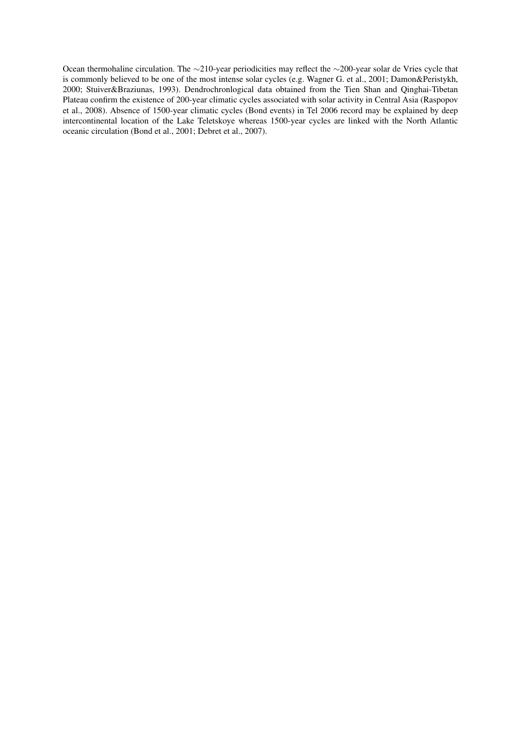Ocean thermohaline circulation. The ∼210-year periodicities may reflect the ∼200-year solar de Vries cycle that is commonly believed to be one of the most intense solar cycles (e.g. Wagner G. et al., 2001; Damon&Peristykh, 2000; Stuiver&Braziunas, 1993). Dendrochronlogical data obtained from the Tien Shan and Qinghai-Tibetan Plateau confirm the existence of 200-year climatic cycles associated with solar activity in Central Asia (Raspopov et al., 2008). Absence of 1500-year climatic cycles (Bond events) in Tel 2006 record may be explained by deep intercontinental location of the Lake Teletskoye whereas 1500-year cycles are linked with the North Atlantic oceanic circulation (Bond et al., 2001; Debret et al., 2007).